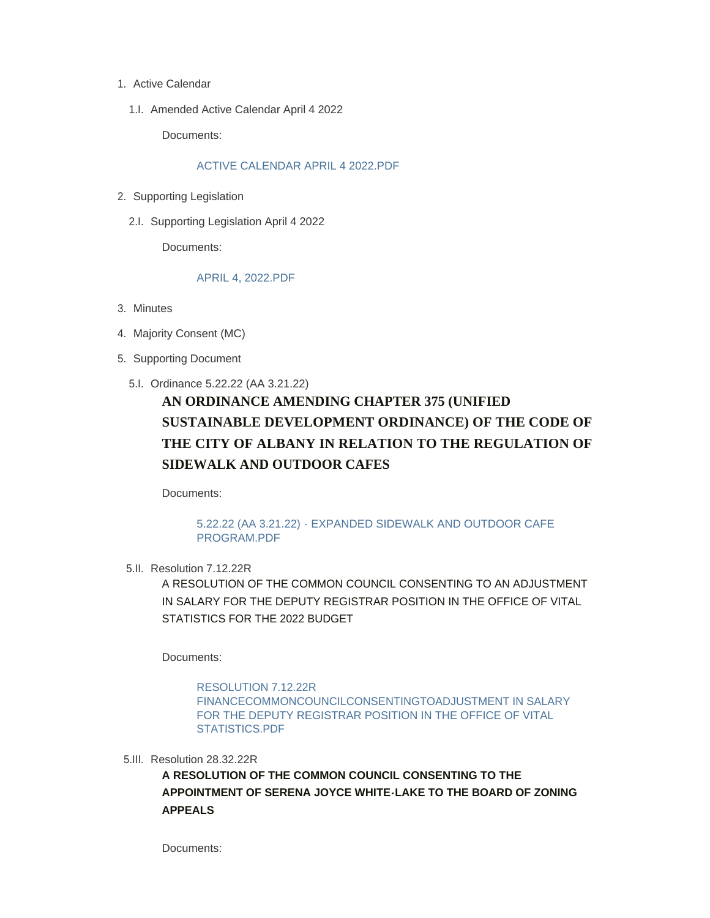1. Active Calendar

   1.I. Amended Active Calendar April 4 2022

   Documents:

   ACTIVE CALENDAR APRIL 4 2022.PDF

2. Supporting Legislation

   2.I. Supporting Legislation April 4 2022

   Documents:

   APRIL 4, 2022.PDF

3. Minutes

4. Majority Consent (MC)

5. Supporting Document

   5.I. Ordinance 5.22.22 (AA 3.21.22)

   **AN ORDINANCE AMENDING CHAPTER 375 (UNIFIED SUSTAINABLE DEVELOPMENT ORDINANCE) OF THE CODE OF THE CITY OF ALBANY IN RELATION TO THE REGULATION OF SIDEWALK AND OUTDOOR CAFES**

   Documents:

   5.22.22 (AA 3.21.22) - EXPANDED SIDEWALK AND OUTDOOR CAFE PROGRAM.PDF

   5.II. Resolution 7.12.22R

   A RESOLUTION OF THE COMMON COUNCIL CONSENTING TO AN ADJUSTMENT IN SALARY FOR THE DEPUTY REGISTRAR POSITION IN THE OFFICE OF VITAL STATISTICS FOR THE 2022 BUDGET

   Documents:

   RESOLUTION 7.12.22R FINANCECOMMONCOUNCILCONSENTINGTOADJUSTMENT IN SALARY FOR THE DEPUTY REGISTRAR POSITION IN THE OFFICE OF VITAL STATISTICS.PDF

   5.III. Resolution 28.32.22R

   **A RESOLUTION OF THE COMMON COUNCIL CONSENTING TO THE APPOINTMENT OF SERENA JOYCE WHITE-LAKE TO THE BOARD OF ZONING APPEALS**

   Documents: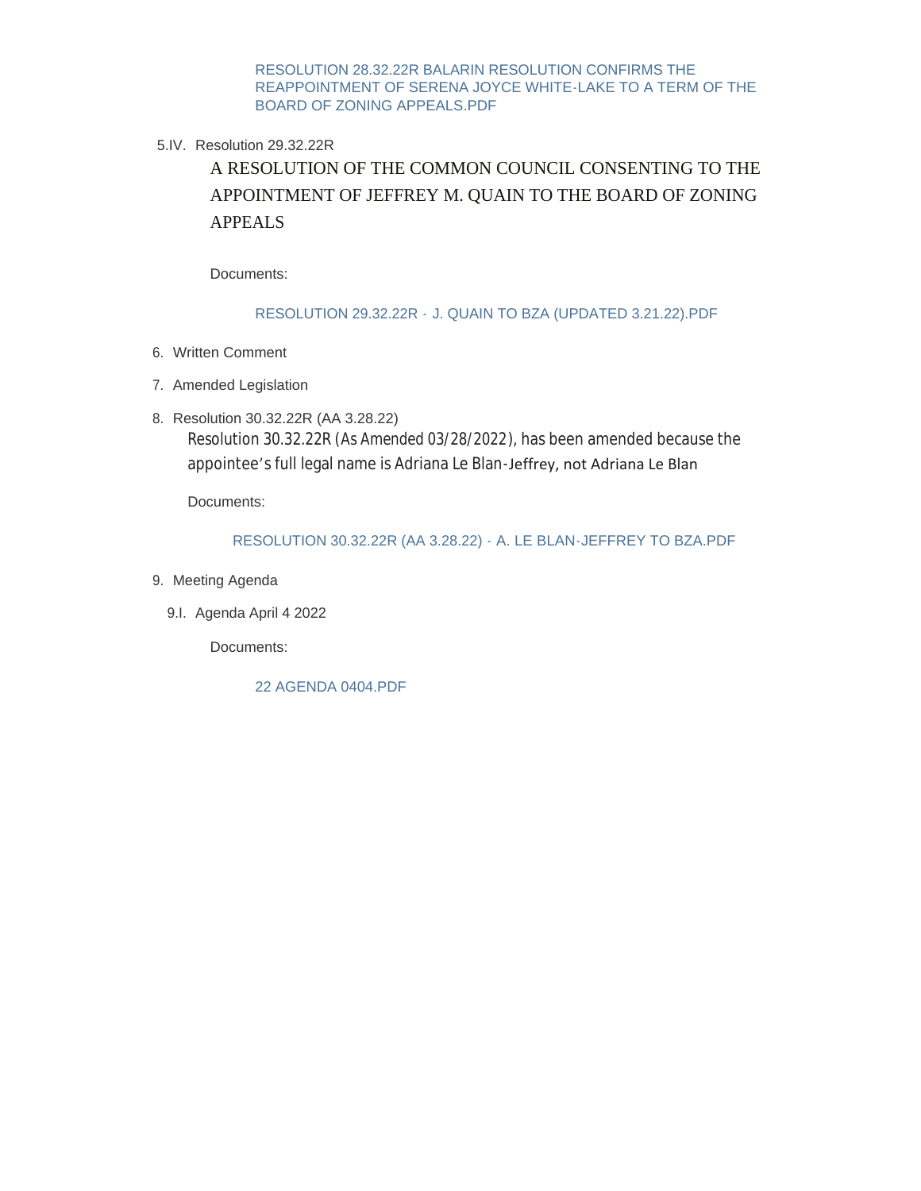RESOLUTION 28.32.22R BALARIN RESOLUTION CONFIRMS THE REAPPOINTMENT OF SERENA JOYCE WHITE-LAKE TO A TERM OF THE BOARD OF ZONING APPEALS.PDF

5.IV. Resolution 29.32.22R

A RESOLUTION OF THE COMMON COUNCIL CONSENTING TO THE APPOINTMENT OF JEFFREY M. QUAIN TO THE BOARD OF ZONING APPEALS

Documents:

RESOLUTION 29.32.22R - J. QUAIN TO BZA (UPDATED 3.21.22).PDF

6. Written Comment

7. Amended Legislation

8. Resolution 30.32.22R (AA 3.28.22)

Resolution 30.32.22R (As Amended 03/28/2022), has been amended because the appointee's full legal name is Adriana Le Blan-Jeffrey, not Adriana Le Blan

Documents:

RESOLUTION 30.32.22R (AA 3.28.22) - A. LE BLAN-JEFFREY TO BZA.PDF

9. Meeting Agenda

9.I. Agenda April 4 2022

Documents:

22 AGENDA 0404.PDF